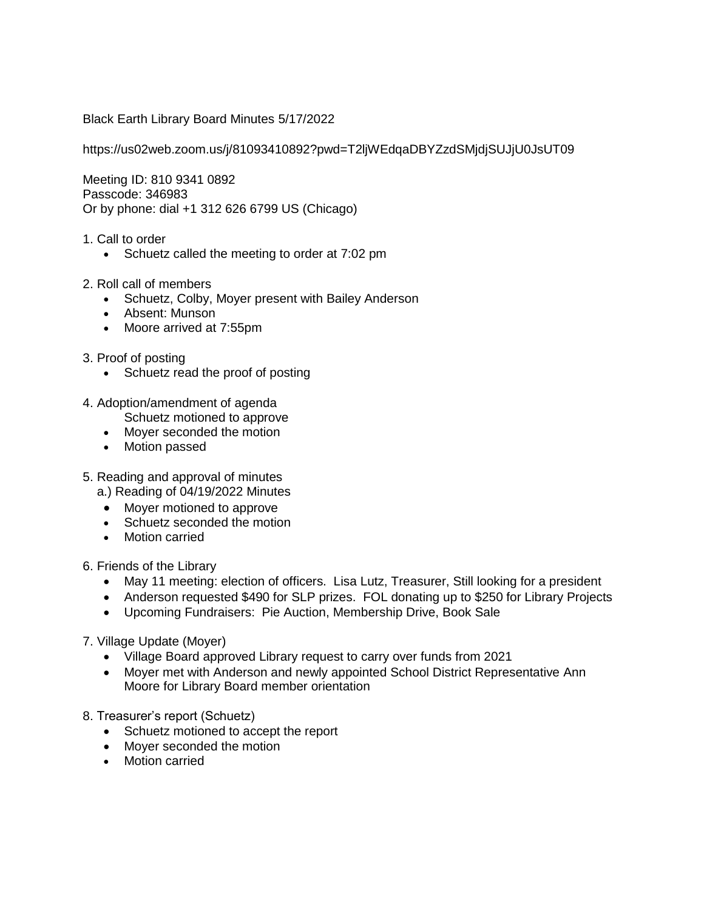Black Earth Library Board Minutes 5/17/2022

https://us02web.zoom.us/j/81093410892?pwd=T2ljWEdqaDBYZzdSMjdjSUJjU0JsUT09

Meeting ID: 810 9341 0892
Passcode: 346983
Or by phone: dial +1 312 626 6799 US (Chicago)

1. Call to order
   - Schuetz called the meeting to order at 7:02 pm

2. Roll call of members
   - Schuetz, Colby, Moyer present with Bailey Anderson
   - Absent: Munson
   - Moore arrived at 7:55pm

3. Proof of posting
   - Schuetz read the proof of posting

4. Adoption/amendment of agenda
   Schuetz motioned to approve
   - Moyer seconded the motion
   - Motion passed

5. Reading and approval of minutes
   a.) Reading of 04/19/2022 Minutes
   - Moyer motioned to approve
   - Schuetz seconded the motion
   - Motion carried

6. Friends of the Library
   - May 11 meeting: election of officers. Lisa Lutz, Treasurer, Still looking for a president
   - Anderson requested $490 for SLP prizes. FOL donating up to $250 for Library Projects
   - Upcoming Fundraisers: Pie Auction, Membership Drive, Book Sale

7. Village Update (Moyer)
   - Village Board approved Library request to carry over funds from 2021
   - Moyer met with Anderson and newly appointed School District Representative Ann Moore for Library Board member orientation

8. Treasurer's report (Schuetz)
   - Schuetz motioned to accept the report
   - Moyer seconded the motion
   - Motion carried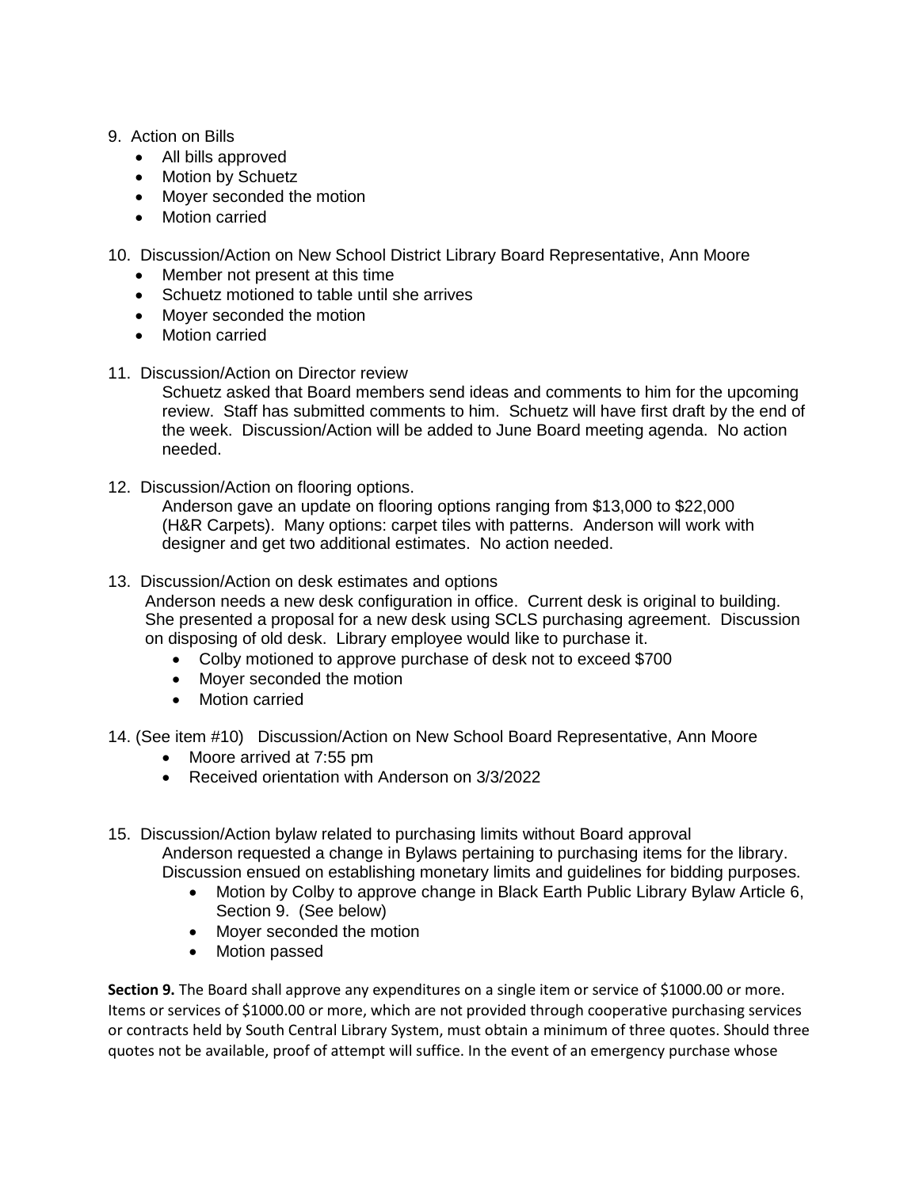9. Action on Bills
   - All bills approved
   - Motion by Schuetz
   - Moyer seconded the motion
   - Motion carried

10. Discussion/Action on New School District Library Board Representative, Ann Moore
    - Member not present at this time
    - Schuetz motioned to table until she arrives
    - Moyer seconded the motion
    - Motion carried

11. Discussion/Action on Director review

    Schuetz asked that Board members send ideas and comments to him for the upcoming review. Staff has submitted comments to him. Schuetz will have first draft by the end of the week. Discussion/Action will be added to June Board meeting agenda. No action needed.

12. Discussion/Action on flooring options.

    Anderson gave an update on flooring options ranging from $13,000 to $22,000 (H&R Carpets). Many options: carpet tiles with patterns. Anderson will work with designer and get two additional estimates. No action needed.

13. Discussion/Action on desk estimates and options

    Anderson needs a new desk configuration in office. Current desk is original to building. She presented a proposal for a new desk using SCLS purchasing agreement. Discussion on disposing of old desk. Library employee would like to purchase it.

    - Colby motioned to approve purchase of desk not to exceed $700
    - Moyer seconded the motion
    - Motion carried

14. (See item #10) Discussion/Action on New School Board Representative, Ann Moore
    - Moore arrived at 7:55 pm
    - Received orientation with Anderson on 3/3/2022

15. Discussion/Action bylaw related to purchasing limits without Board approval

    Anderson requested a change in Bylaws pertaining to purchasing items for the library. Discussion ensued on establishing monetary limits and guidelines for bidding purposes.

    - Motion by Colby to approve change in Black Earth Public Library Bylaw Article 6, Section 9. (See below)
    - Moyer seconded the motion
    - Motion passed

**Section 9.** The Board shall approve any expenditures on a single item or service of $1000.00 or more. Items or services of $1000.00 or more, which are not provided through cooperative purchasing services or contracts held by South Central Library System, must obtain a minimum of three quotes. Should three quotes not be available, proof of attempt will suffice. In the event of an emergency purchase whose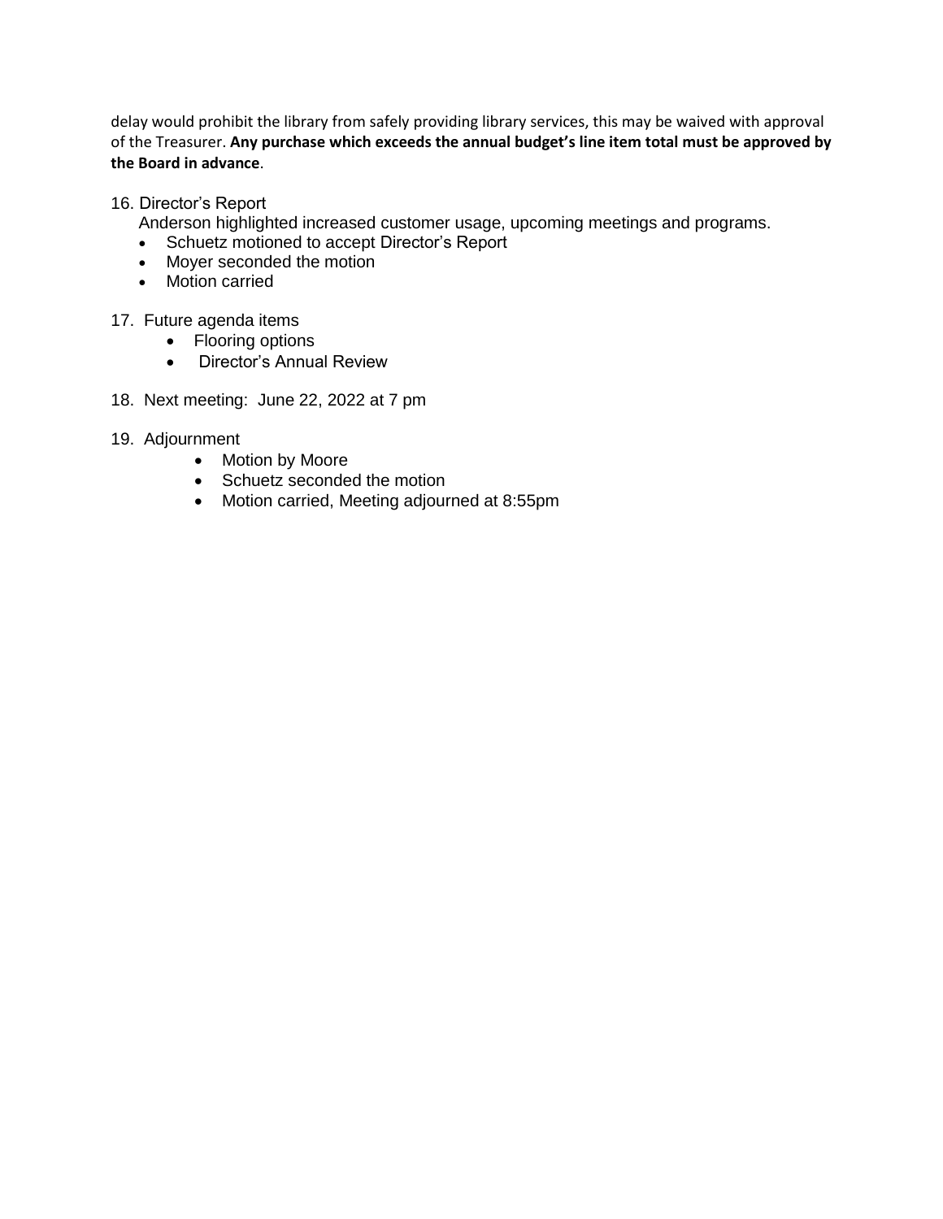delay would prohibit the library from safely providing library services, this may be waived with approval of the Treasurer. **Any purchase which exceeds the annual budget's line item total must be approved by the Board in advance**.

16. Director's Report

    Anderson highlighted increased customer usage, upcoming meetings and programs.

    - Schuetz motioned to accept Director's Report
    - Moyer seconded the motion
    - Motion carried

17. Future agenda items
    - Flooring options
    - Director's Annual Review

18. Next meeting: June 22, 2022 at 7 pm

19. Adjournment
    - Motion by Moore
    - Schuetz seconded the motion
    - Motion carried, Meeting adjourned at 8:55pm